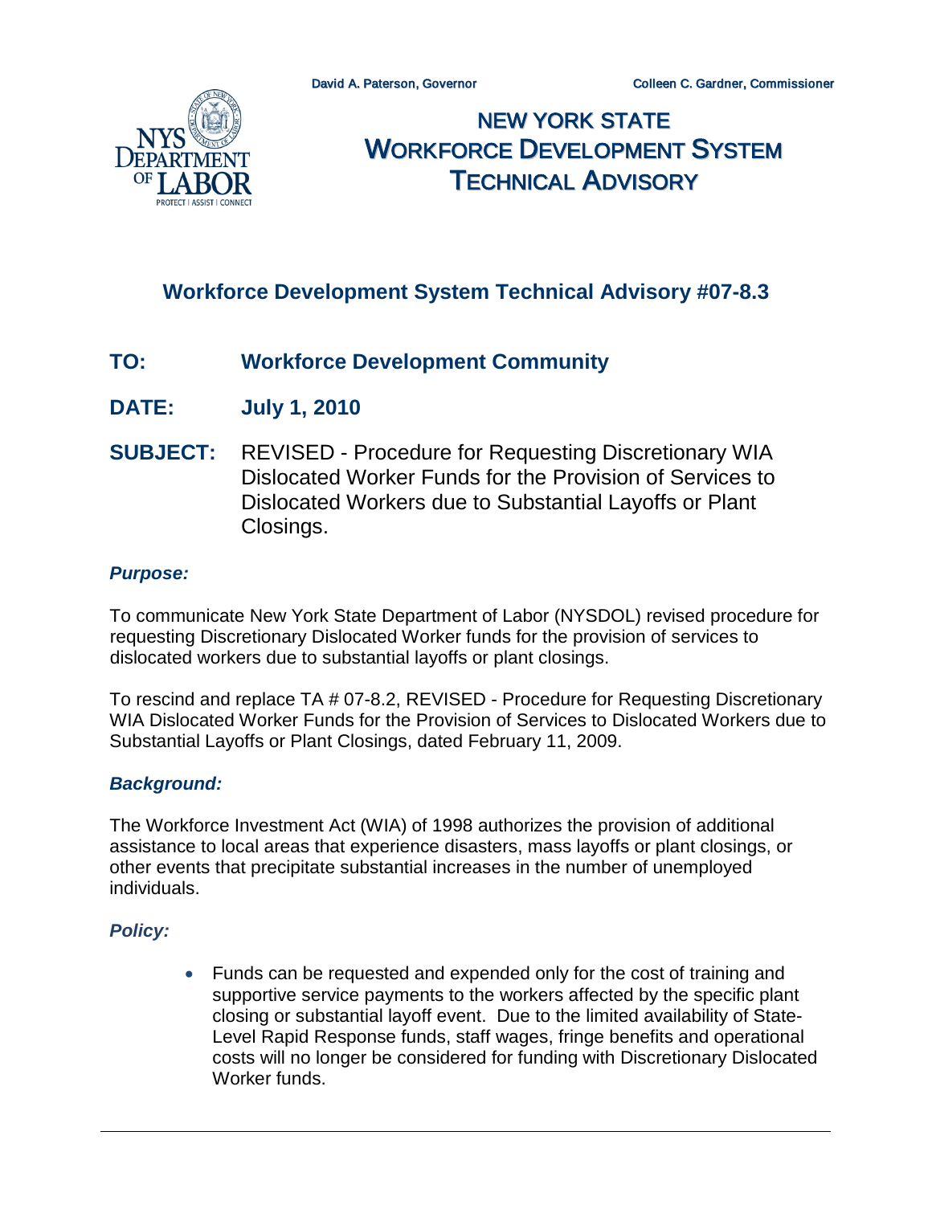David A. Paterson, Governor Colleen C. Gardner, Commissioner

# NEW YORK STATE WORKFORCE DEVELOPMENT SYSTEM TECHNICAL ADVISORY

## Workforce Development System Technical Advisory #07-8.3

**TO:** **Workforce Development Community**

**DATE:** **July 1, 2010**

**SUBJECT:** REVISED - Procedure for Requesting Discretionary WIA Dislocated Worker Funds for the Provision of Services to Dislocated Workers due to Substantial Layoffs or Plant Closings.

### *Purpose:*

To communicate New York State Department of Labor (NYSDOL) revised procedure for requesting Discretionary Dislocated Worker funds for the provision of services to dislocated workers due to substantial layoffs or plant closings.

To rescind and replace TA # 07-8.2, REVISED - Procedure for Requesting Discretionary WIA Dislocated Worker Funds for the Provision of Services to Dislocated Workers due to Substantial Layoffs or Plant Closings, dated February 11, 2009.

### *Background:*

The Workforce Investment Act (WIA) of 1998 authorizes the provision of additional assistance to local areas that experience disasters, mass layoffs or plant closings, or other events that precipitate substantial increases in the number of unemployed individuals.

### *Policy:*

- Funds can be requested and expended only for the cost of training and supportive service payments to the workers affected by the specific plant closing or substantial layoff event. Due to the limited availability of State-Level Rapid Response funds, staff wages, fringe benefits and operational costs will no longer be considered for funding with Discretionary Dislocated Worker funds.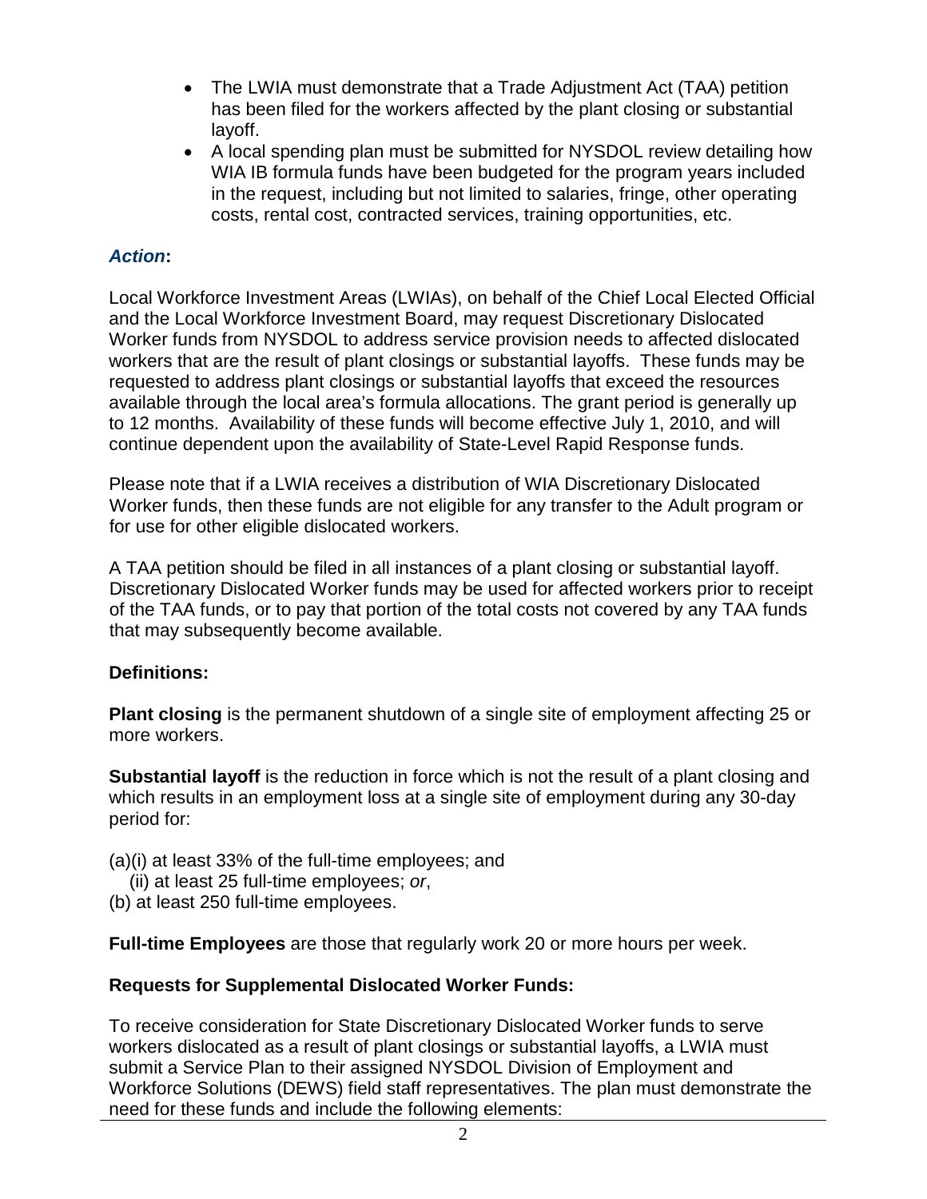- The LWIA must demonstrate that a Trade Adjustment Act (TAA) petition has been filed for the workers affected by the plant closing or substantial layoff.
- A local spending plan must be submitted for NYSDOL review detailing how WIA IB formula funds have been budgeted for the program years included in the request, including but not limited to salaries, fringe, other operating costs, rental cost, contracted services, training opportunities, etc.

### *Action*:

Local Workforce Investment Areas (LWIAs), on behalf of the Chief Local Elected Official and the Local Workforce Investment Board, may request Discretionary Dislocated Worker funds from NYSDOL to address service provision needs to affected dislocated workers that are the result of plant closings or substantial layoffs. These funds may be requested to address plant closings or substantial layoffs that exceed the resources available through the local area's formula allocations. The grant period is generally up to 12 months. Availability of these funds will become effective July 1, 2010, and will continue dependent upon the availability of State-Level Rapid Response funds.

Please note that if a LWIA receives a distribution of WIA Discretionary Dislocated Worker funds, then these funds are not eligible for any transfer to the Adult program or for use for other eligible dislocated workers.

A TAA petition should be filed in all instances of a plant closing or substantial layoff. Discretionary Dislocated Worker funds may be used for affected workers prior to receipt of the TAA funds, or to pay that portion of the total costs not covered by any TAA funds that may subsequently become available.

### Definitions:

**Plant closing** is the permanent shutdown of a single site of employment affecting 25 or more workers.

**Substantial layoff** is the reduction in force which is not the result of a plant closing and which results in an employment loss at a single site of employment during any 30-day period for:

(a)(i) at least 33% of the full-time employees; and
 (ii) at least 25 full-time employees; *or*,
(b) at least 250 full-time employees.

**Full-time Employees** are those that regularly work 20 or more hours per week.

### Requests for Supplemental Dislocated Worker Funds:

To receive consideration for State Discretionary Dislocated Worker funds to serve workers dislocated as a result of plant closings or substantial layoffs, a LWIA must submit a Service Plan to their assigned NYSDOL Division of Employment and Workforce Solutions (DEWS) field staff representatives. The plan must demonstrate the need for these funds and include the following elements: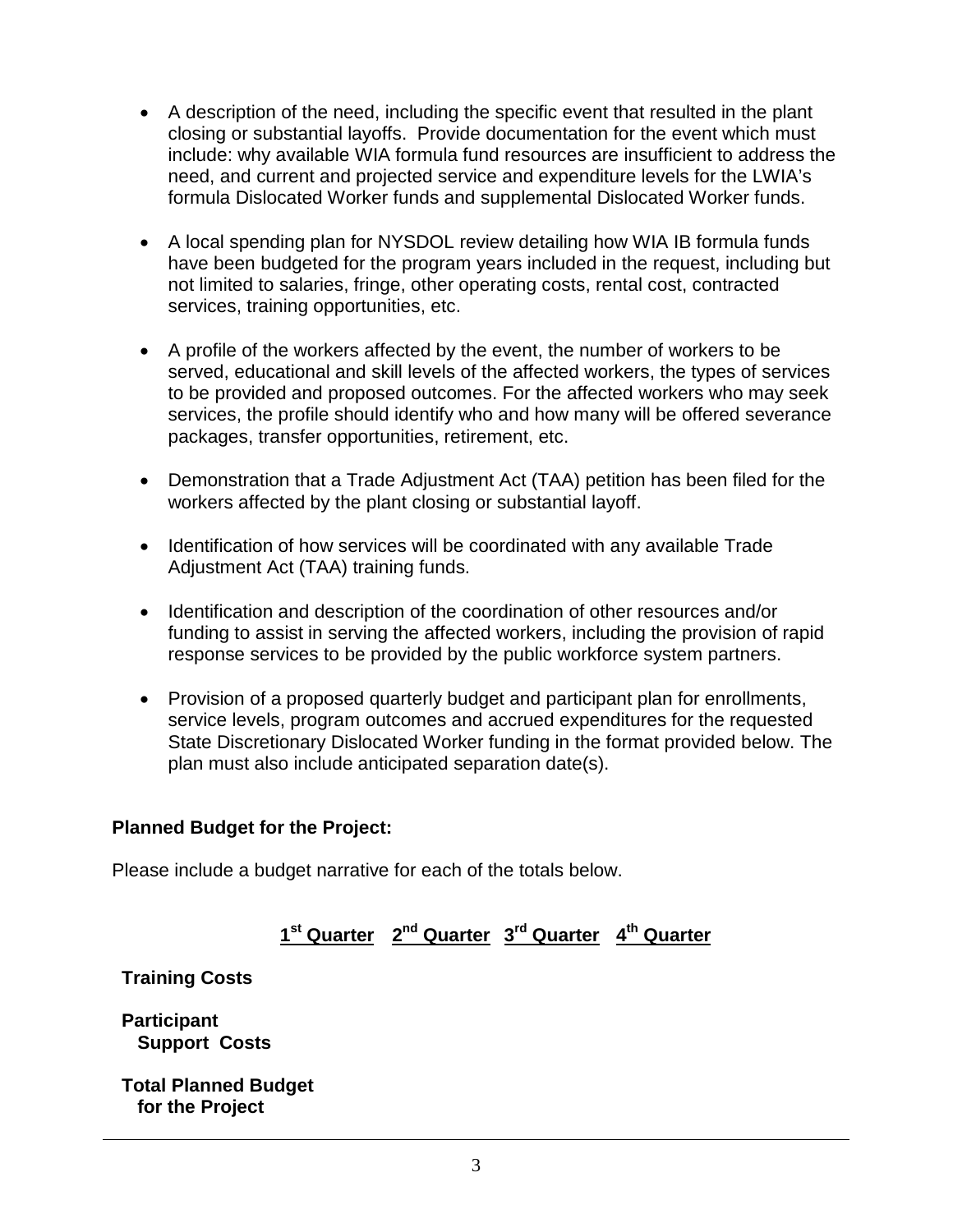- A description of the need, including the specific event that resulted in the plant closing or substantial layoffs. Provide documentation for the event which must include: why available WIA formula fund resources are insufficient to address the need, and current and projected service and expenditure levels for the LWIA's formula Dislocated Worker funds and supplemental Dislocated Worker funds.

- A local spending plan for NYSDOL review detailing how WIA IB formula funds have been budgeted for the program years included in the request, including but not limited to salaries, fringe, other operating costs, rental cost, contracted services, training opportunities, etc.

- A profile of the workers affected by the event, the number of workers to be served, educational and skill levels of the affected workers, the types of services to be provided and proposed outcomes. For the affected workers who may seek services, the profile should identify who and how many will be offered severance packages, transfer opportunities, retirement, etc.

- Demonstration that a Trade Adjustment Act (TAA) petition has been filed for the workers affected by the plant closing or substantial layoff.

- Identification of how services will be coordinated with any available Trade Adjustment Act (TAA) training funds.

- Identification and description of the coordination of other resources and/or funding to assist in serving the affected workers, including the provision of rapid response services to be provided by the public workforce system partners.

- Provision of a proposed quarterly budget and participant plan for enrollments, service levels, program outcomes and accrued expenditures for the requested State Discretionary Dislocated Worker funding in the format provided below. The plan must also include anticipated separation date(s).

**Planned Budget for the Project:**

Please include a budget narrative for each of the totals below.

| | 1st Quarter | 2nd Quarter | 3rd Quarter | 4th Quarter |
|---|---|---|---|---|
| **Training Costs** | | | | |
| **Participant Support Costs** | | | | |
| **Total Planned Budget for the Project** | | | | |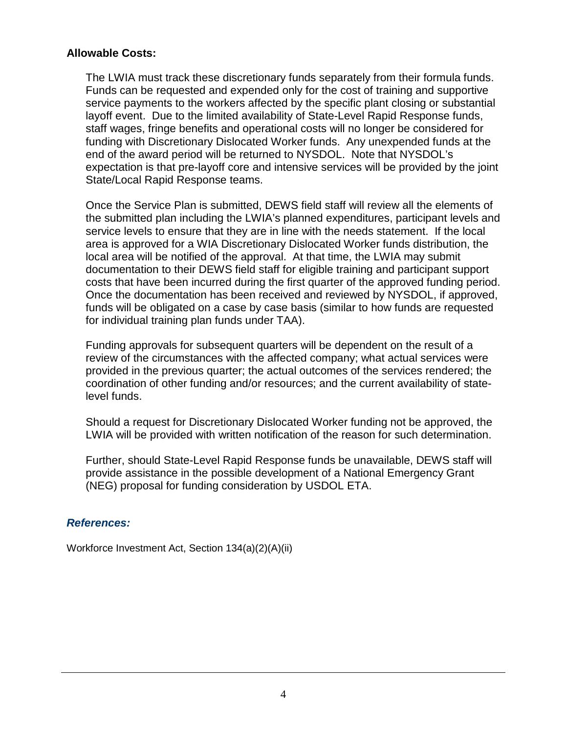**Allowable Costs:**

The LWIA must track these discretionary funds separately from their formula funds. Funds can be requested and expended only for the cost of training and supportive service payments to the workers affected by the specific plant closing or substantial layoff event. Due to the limited availability of State-Level Rapid Response funds, staff wages, fringe benefits and operational costs will no longer be considered for funding with Discretionary Dislocated Worker funds. Any unexpended funds at the end of the award period will be returned to NYSDOL. Note that NYSDOL's expectation is that pre-layoff core and intensive services will be provided by the joint State/Local Rapid Response teams.

Once the Service Plan is submitted, DEWS field staff will review all the elements of the submitted plan including the LWIA's planned expenditures, participant levels and service levels to ensure that they are in line with the needs statement. If the local area is approved for a WIA Discretionary Dislocated Worker funds distribution, the local area will be notified of the approval. At that time, the LWIA may submit documentation to their DEWS field staff for eligible training and participant support costs that have been incurred during the first quarter of the approved funding period. Once the documentation has been received and reviewed by NYSDOL, if approved, funds will be obligated on a case by case basis (similar to how funds are requested for individual training plan funds under TAA).

Funding approvals for subsequent quarters will be dependent on the result of a review of the circumstances with the affected company; what actual services were provided in the previous quarter; the actual outcomes of the services rendered; the coordination of other funding and/or resources; and the current availability of state-level funds.

Should a request for Discretionary Dislocated Worker funding not be approved, the LWIA will be provided with written notification of the reason for such determination.

Further, should State-Level Rapid Response funds be unavailable, DEWS staff will provide assistance in the possible development of a National Emergency Grant (NEG) proposal for funding consideration by USDOL ETA.

### *References:*

Workforce Investment Act, Section 134(a)(2)(A)(ii)